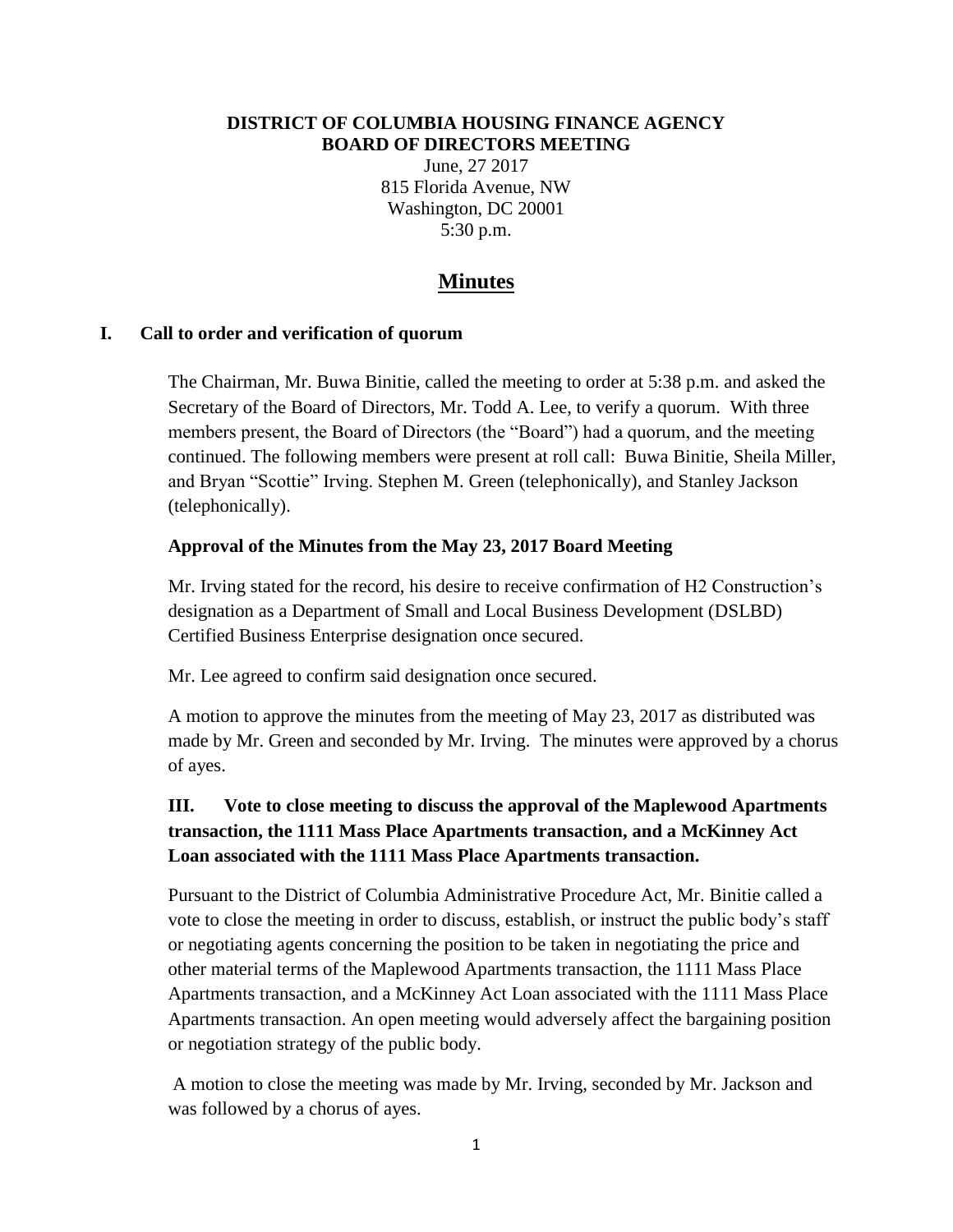**DISTRICT OF COLUMBIA HOUSING FINANCE AGENCY**
**BOARD OF DIRECTORS MEETING**

June, 27 2017
815 Florida Avenue, NW
Washington, DC 20001
5:30 p.m.

# Minutes

## I. Call to order and verification of quorum

The Chairman, Mr. Buwa Binitie, called the meeting to order at 5:38 p.m. and asked the Secretary of the Board of Directors, Mr. Todd A. Lee, to verify a quorum. With three members present, the Board of Directors (the "Board") had a quorum, and the meeting continued. The following members were present at roll call: Buwa Binitie, Sheila Miller, and Bryan "Scottie" Irving. Stephen M. Green (telephonically), and Stanley Jackson (telephonically).

### Approval of the Minutes from the May 23, 2017 Board Meeting

Mr. Irving stated for the record, his desire to receive confirmation of H2 Construction's designation as a Department of Small and Local Business Development (DSLBD) Certified Business Enterprise designation once secured.

Mr. Lee agreed to confirm said designation once secured.

A motion to approve the minutes from the meeting of May 23, 2017 as distributed was made by Mr. Green and seconded by Mr. Irving. The minutes were approved by a chorus of ayes.

## III. Vote to close meeting to discuss the approval of the Maplewood Apartments transaction, the 1111 Mass Place Apartments transaction, and a McKinney Act Loan associated with the 1111 Mass Place Apartments transaction.

Pursuant to the District of Columbia Administrative Procedure Act, Mr. Binitie called a vote to close the meeting in order to discuss, establish, or instruct the public body's staff or negotiating agents concerning the position to be taken in negotiating the price and other material terms of the Maplewood Apartments transaction, the 1111 Mass Place Apartments transaction, and a McKinney Act Loan associated with the 1111 Mass Place Apartments transaction. An open meeting would adversely affect the bargaining position or negotiation strategy of the public body.

A motion to close the meeting was made by Mr. Irving, seconded by Mr. Jackson and was followed by a chorus of ayes.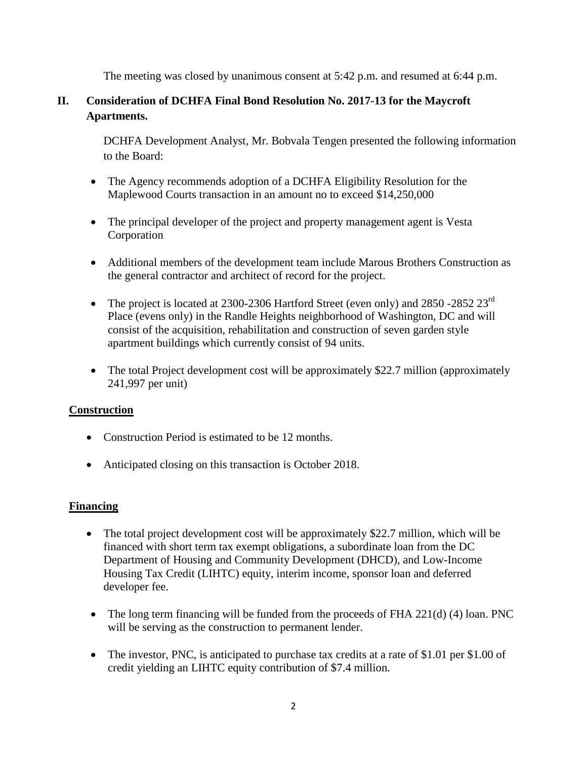The meeting was closed by unanimous consent at 5:42 p.m. and resumed at 6:44 p.m.

## II. Consideration of DCHFA Final Bond Resolution No. 2017-13 for the Maycroft Apartments.

DCHFA Development Analyst, Mr. Bobvala Tengen presented the following information to the Board:

- The Agency recommends adoption of a DCHFA Eligibility Resolution for the Maplewood Courts transaction in an amount no to exceed $14,250,000
- The principal developer of the project and property management agent is Vesta Corporation
- Additional members of the development team include Marous Brothers Construction as the general contractor and architect of record for the project.
- The project is located at 2300-2306 Hartford Street (even only) and 2850 -2852 23rd Place (evens only) in the Randle Heights neighborhood of Washington, DC and will consist of the acquisition, rehabilitation and construction of seven garden style apartment buildings which currently consist of 94 units.
- The total Project development cost will be approximately $22.7 million (approximately 241,997 per unit)

### Construction

- Construction Period is estimated to be 12 months.
- Anticipated closing on this transaction is October 2018.

### Financing

- The total project development cost will be approximately $22.7 million, which will be financed with short term tax exempt obligations, a subordinate loan from the DC Department of Housing and Community Development (DHCD), and Low-Income Housing Tax Credit (LIHTC) equity, interim income, sponsor loan and deferred developer fee.
- The long term financing will be funded from the proceeds of FHA 221(d) (4) loan. PNC will be serving as the construction to permanent lender.
- The investor, PNC, is anticipated to purchase tax credits at a rate of $1.01 per $1.00 of credit yielding an LIHTC equity contribution of $7.4 million.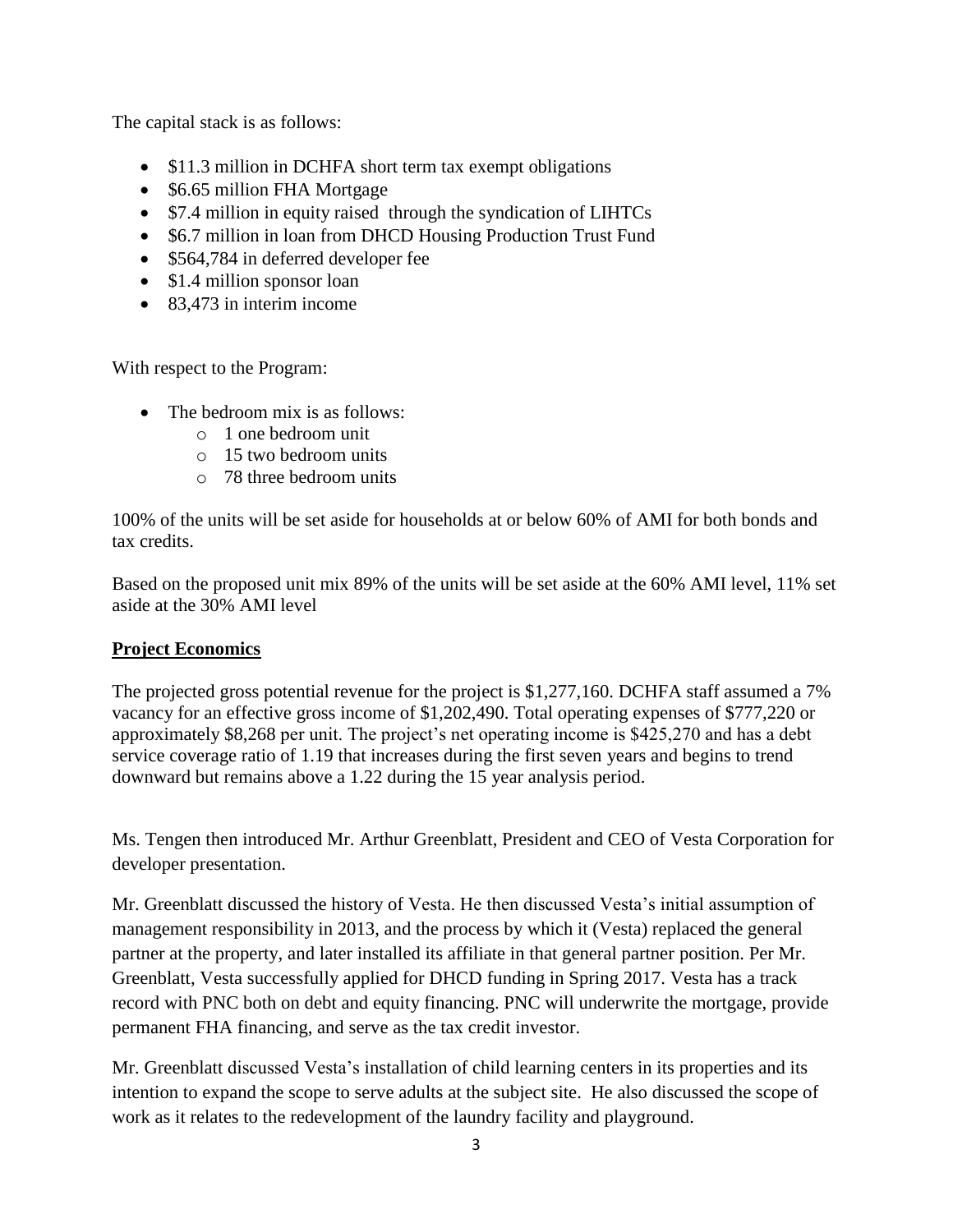The capital stack is as follows:

- $11.3 million in DCHFA short term tax exempt obligations
- $6.65 million FHA Mortgage
- $7.4 million in equity raised through the syndication of LIHTCs
- $6.7 million in loan from DHCD Housing Production Trust Fund
- $564,784 in deferred developer fee
- $1.4 million sponsor loan
- 83,473 in interim income

With respect to the Program:

- The bedroom mix is as follows:
  - 1 one bedroom unit
  - 15 two bedroom units
  - 78 three bedroom units

100% of the units will be set aside for households at or below 60% of AMI for both bonds and tax credits.

Based on the proposed unit mix 89% of the units will be set aside at the 60% AMI level, 11% set aside at the 30% AMI level

**Project Economics**

The projected gross potential revenue for the project is $1,277,160. DCHFA staff assumed a 7% vacancy for an effective gross income of $1,202,490. Total operating expenses of $777,220 or approximately $8,268 per unit. The project's net operating income is $425,270 and has a debt service coverage ratio of 1.19 that increases during the first seven years and begins to trend downward but remains above a 1.22 during the 15 year analysis period.

Ms. Tengen then introduced Mr. Arthur Greenblatt, President and CEO of Vesta Corporation for developer presentation.

Mr. Greenblatt discussed the history of Vesta. He then discussed Vesta's initial assumption of management responsibility in 2013, and the process by which it (Vesta) replaced the general partner at the property, and later installed its affiliate in that general partner position. Per Mr. Greenblatt, Vesta successfully applied for DHCD funding in Spring 2017. Vesta has a track record with PNC both on debt and equity financing. PNC will underwrite the mortgage, provide permanent FHA financing, and serve as the tax credit investor.

Mr. Greenblatt discussed Vesta's installation of child learning centers in its properties and its intention to expand the scope to serve adults at the subject site. He also discussed the scope of work as it relates to the redevelopment of the laundry facility and playground.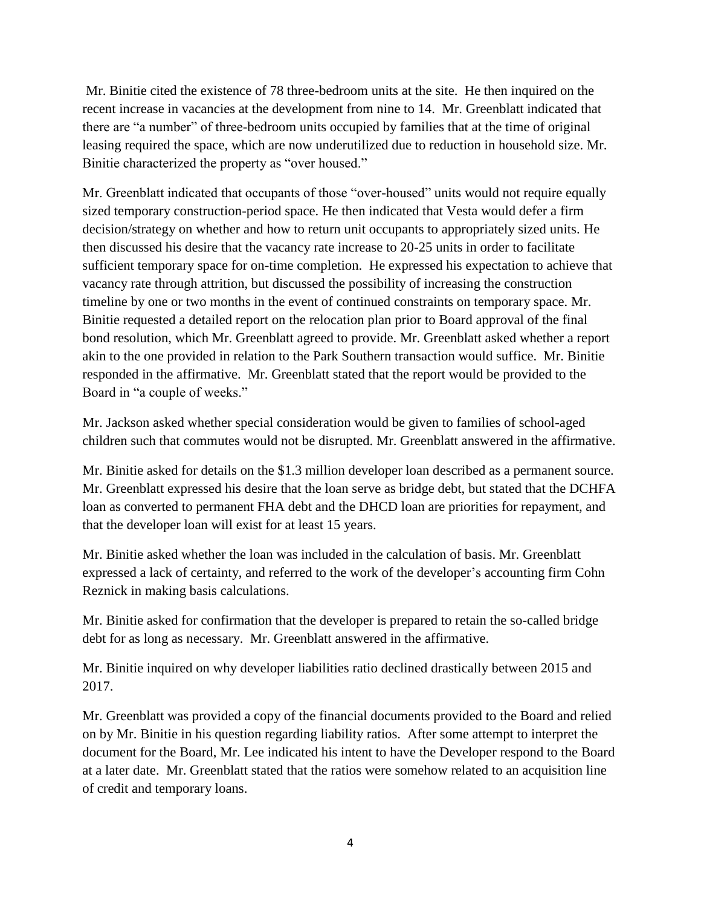Mr. Binitie cited the existence of 78 three-bedroom units at the site. He then inquired on the recent increase in vacancies at the development from nine to 14. Mr. Greenblatt indicated that there are "a number" of three-bedroom units occupied by families that at the time of original leasing required the space, which are now underutilized due to reduction in household size. Mr. Binitie characterized the property as "over housed."

Mr. Greenblatt indicated that occupants of those "over-housed" units would not require equally sized temporary construction-period space. He then indicated that Vesta would defer a firm decision/strategy on whether and how to return unit occupants to appropriately sized units. He then discussed his desire that the vacancy rate increase to 20-25 units in order to facilitate sufficient temporary space for on-time completion. He expressed his expectation to achieve that vacancy rate through attrition, but discussed the possibility of increasing the construction timeline by one or two months in the event of continued constraints on temporary space. Mr. Binitie requested a detailed report on the relocation plan prior to Board approval of the final bond resolution, which Mr. Greenblatt agreed to provide. Mr. Greenblatt asked whether a report akin to the one provided in relation to the Park Southern transaction would suffice. Mr. Binitie responded in the affirmative. Mr. Greenblatt stated that the report would be provided to the Board in "a couple of weeks."

Mr. Jackson asked whether special consideration would be given to families of school-aged children such that commutes would not be disrupted. Mr. Greenblatt answered in the affirmative.

Mr. Binitie asked for details on the $1.3 million developer loan described as a permanent source. Mr. Greenblatt expressed his desire that the loan serve as bridge debt, but stated that the DCHFA loan as converted to permanent FHA debt and the DHCD loan are priorities for repayment, and that the developer loan will exist for at least 15 years.

Mr. Binitie asked whether the loan was included in the calculation of basis. Mr. Greenblatt expressed a lack of certainty, and referred to the work of the developer's accounting firm Cohn Reznick in making basis calculations.

Mr. Binitie asked for confirmation that the developer is prepared to retain the so-called bridge debt for as long as necessary. Mr. Greenblatt answered in the affirmative.

Mr. Binitie inquired on why developer liabilities ratio declined drastically between 2015 and 2017.

Mr. Greenblatt was provided a copy of the financial documents provided to the Board and relied on by Mr. Binitie in his question regarding liability ratios. After some attempt to interpret the document for the Board, Mr. Lee indicated his intent to have the Developer respond to the Board at a later date. Mr. Greenblatt stated that the ratios were somehow related to an acquisition line of credit and temporary loans.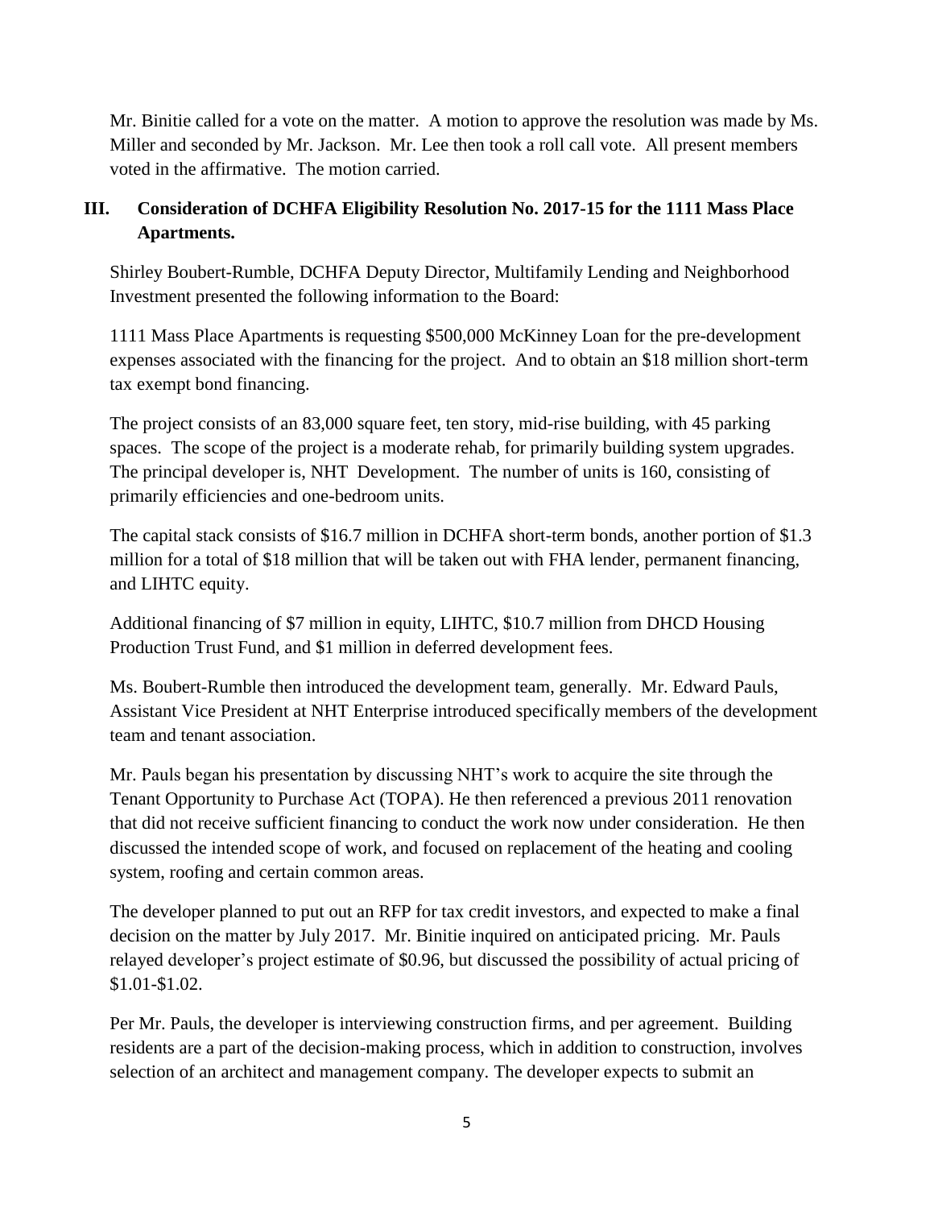Mr. Binitie called for a vote on the matter. A motion to approve the resolution was made by Ms. Miller and seconded by Mr. Jackson. Mr. Lee then took a roll call vote. All present members voted in the affirmative. The motion carried.

## III. Consideration of DCHFA Eligibility Resolution No. 2017-15 for the 1111 Mass Place Apartments.

Shirley Boubert-Rumble, DCHFA Deputy Director, Multifamily Lending and Neighborhood Investment presented the following information to the Board:

1111 Mass Place Apartments is requesting $500,000 McKinney Loan for the pre-development expenses associated with the financing for the project. And to obtain an $18 million short-term tax exempt bond financing.

The project consists of an 83,000 square feet, ten story, mid-rise building, with 45 parking spaces. The scope of the project is a moderate rehab, for primarily building system upgrades. The principal developer is, NHT Development. The number of units is 160, consisting of primarily efficiencies and one-bedroom units.

The capital stack consists of $16.7 million in DCHFA short-term bonds, another portion of $1.3 million for a total of $18 million that will be taken out with FHA lender, permanent financing, and LIHTC equity.

Additional financing of $7 million in equity, LIHTC, $10.7 million from DHCD Housing Production Trust Fund, and $1 million in deferred development fees.

Ms. Boubert-Rumble then introduced the development team, generally. Mr. Edward Pauls, Assistant Vice President at NHT Enterprise introduced specifically members of the development team and tenant association.

Mr. Pauls began his presentation by discussing NHT's work to acquire the site through the Tenant Opportunity to Purchase Act (TOPA). He then referenced a previous 2011 renovation that did not receive sufficient financing to conduct the work now under consideration. He then discussed the intended scope of work, and focused on replacement of the heating and cooling system, roofing and certain common areas.

The developer planned to put out an RFP for tax credit investors, and expected to make a final decision on the matter by July 2017. Mr. Binitie inquired on anticipated pricing. Mr. Pauls relayed developer's project estimate of $0.96, but discussed the possibility of actual pricing of $1.01-$1.02.

Per Mr. Pauls, the developer is interviewing construction firms, and per agreement. Building residents are a part of the decision-making process, which in addition to construction, involves selection of an architect and management company. The developer expects to submit an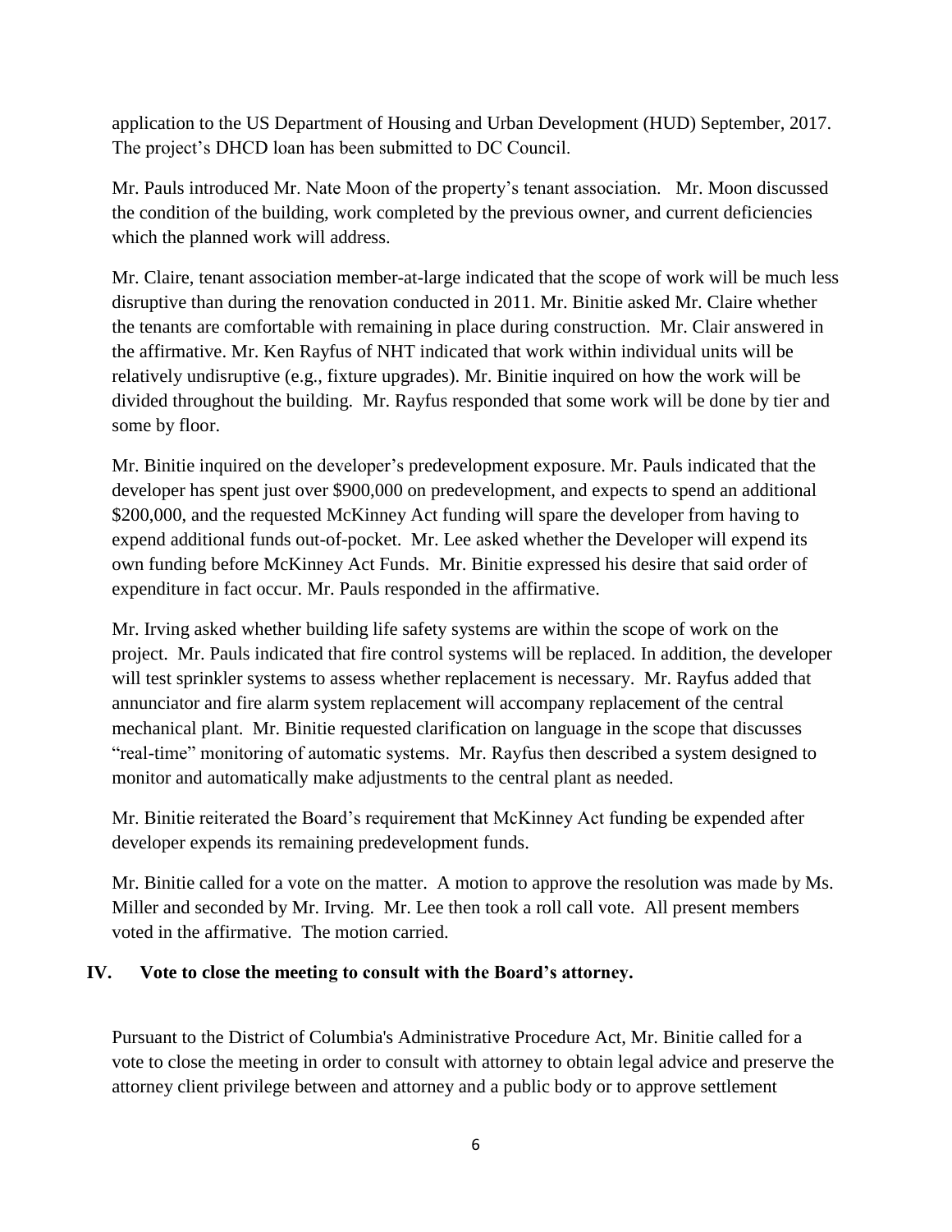application to the US Department of Housing and Urban Development (HUD) September, 2017. The project's DHCD loan has been submitted to DC Council.

Mr. Pauls introduced Mr. Nate Moon of the property's tenant association. Mr. Moon discussed the condition of the building, work completed by the previous owner, and current deficiencies which the planned work will address.

Mr. Claire, tenant association member-at-large indicated that the scope of work will be much less disruptive than during the renovation conducted in 2011. Mr. Binitie asked Mr. Claire whether the tenants are comfortable with remaining in place during construction. Mr. Clair answered in the affirmative. Mr. Ken Rayfus of NHT indicated that work within individual units will be relatively undisruptive (e.g., fixture upgrades). Mr. Binitie inquired on how the work will be divided throughout the building. Mr. Rayfus responded that some work will be done by tier and some by floor.

Mr. Binitie inquired on the developer's predevelopment exposure. Mr. Pauls indicated that the developer has spent just over $900,000 on predevelopment, and expects to spend an additional $200,000, and the requested McKinney Act funding will spare the developer from having to expend additional funds out-of-pocket. Mr. Lee asked whether the Developer will expend its own funding before McKinney Act Funds. Mr. Binitie expressed his desire that said order of expenditure in fact occur. Mr. Pauls responded in the affirmative.

Mr. Irving asked whether building life safety systems are within the scope of work on the project. Mr. Pauls indicated that fire control systems will be replaced. In addition, the developer will test sprinkler systems to assess whether replacement is necessary. Mr. Rayfus added that annunciator and fire alarm system replacement will accompany replacement of the central mechanical plant. Mr. Binitie requested clarification on language in the scope that discusses "real-time" monitoring of automatic systems. Mr. Rayfus then described a system designed to monitor and automatically make adjustments to the central plant as needed.

Mr. Binitie reiterated the Board's requirement that McKinney Act funding be expended after developer expends its remaining predevelopment funds.

Mr. Binitie called for a vote on the matter. A motion to approve the resolution was made by Ms. Miller and seconded by Mr. Irving. Mr. Lee then took a roll call vote. All present members voted in the affirmative. The motion carried.

## IV. Vote to close the meeting to consult with the Board's attorney.

Pursuant to the District of Columbia's Administrative Procedure Act, Mr. Binitie called for a vote to close the meeting in order to consult with attorney to obtain legal advice and preserve the attorney client privilege between and attorney and a public body or to approve settlement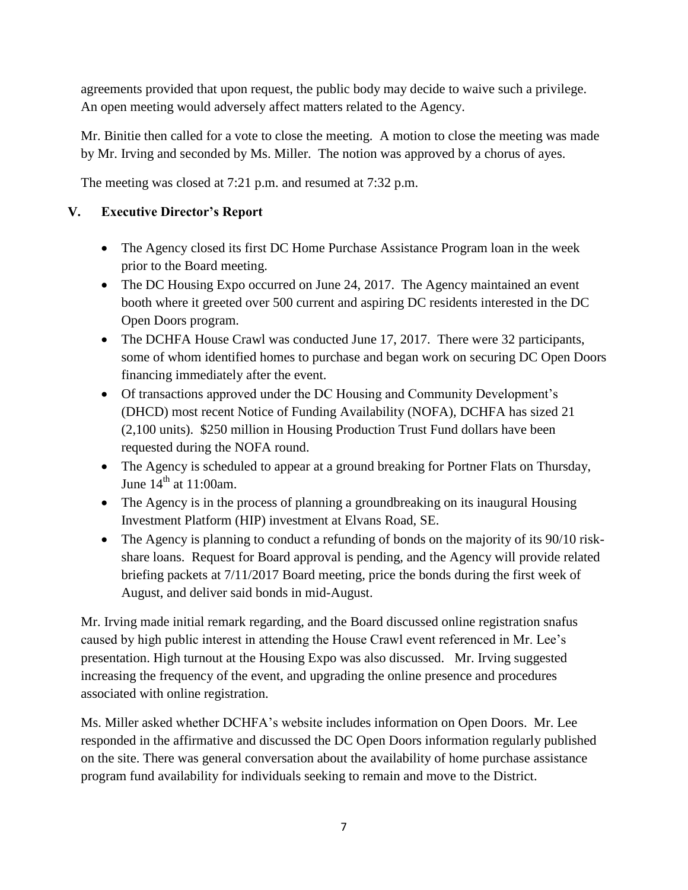agreements provided that upon request, the public body may decide to waive such a privilege. An open meeting would adversely affect matters related to the Agency.

Mr. Binitie then called for a vote to close the meeting. A motion to close the meeting was made by Mr. Irving and seconded by Ms. Miller. The notion was approved by a chorus of ayes.

The meeting was closed at 7:21 p.m. and resumed at 7:32 p.m.

## V. Executive Director's Report

- The Agency closed its first DC Home Purchase Assistance Program loan in the week prior to the Board meeting.
- The DC Housing Expo occurred on June 24, 2017. The Agency maintained an event booth where it greeted over 500 current and aspiring DC residents interested in the DC Open Doors program.
- The DCHFA House Crawl was conducted June 17, 2017. There were 32 participants, some of whom identified homes to purchase and began work on securing DC Open Doors financing immediately after the event.
- Of transactions approved under the DC Housing and Community Development's (DHCD) most recent Notice of Funding Availability (NOFA), DCHFA has sized 21 (2,100 units). $250 million in Housing Production Trust Fund dollars have been requested during the NOFA round.
- The Agency is scheduled to appear at a ground breaking for Portner Flats on Thursday, June 14th at 11:00am.
- The Agency is in the process of planning a groundbreaking on its inaugural Housing Investment Platform (HIP) investment at Elvans Road, SE.
- The Agency is planning to conduct a refunding of bonds on the majority of its 90/10 risk-share loans. Request for Board approval is pending, and the Agency will provide related briefing packets at 7/11/2017 Board meeting, price the bonds during the first week of August, and deliver said bonds in mid-August.

Mr. Irving made initial remark regarding, and the Board discussed online registration snafus caused by high public interest in attending the House Crawl event referenced in Mr. Lee's presentation. High turnout at the Housing Expo was also discussed. Mr. Irving suggested increasing the frequency of the event, and upgrading the online presence and procedures associated with online registration.

Ms. Miller asked whether DCHFA's website includes information on Open Doors. Mr. Lee responded in the affirmative and discussed the DC Open Doors information regularly published on the site. There was general conversation about the availability of home purchase assistance program fund availability for individuals seeking to remain and move to the District.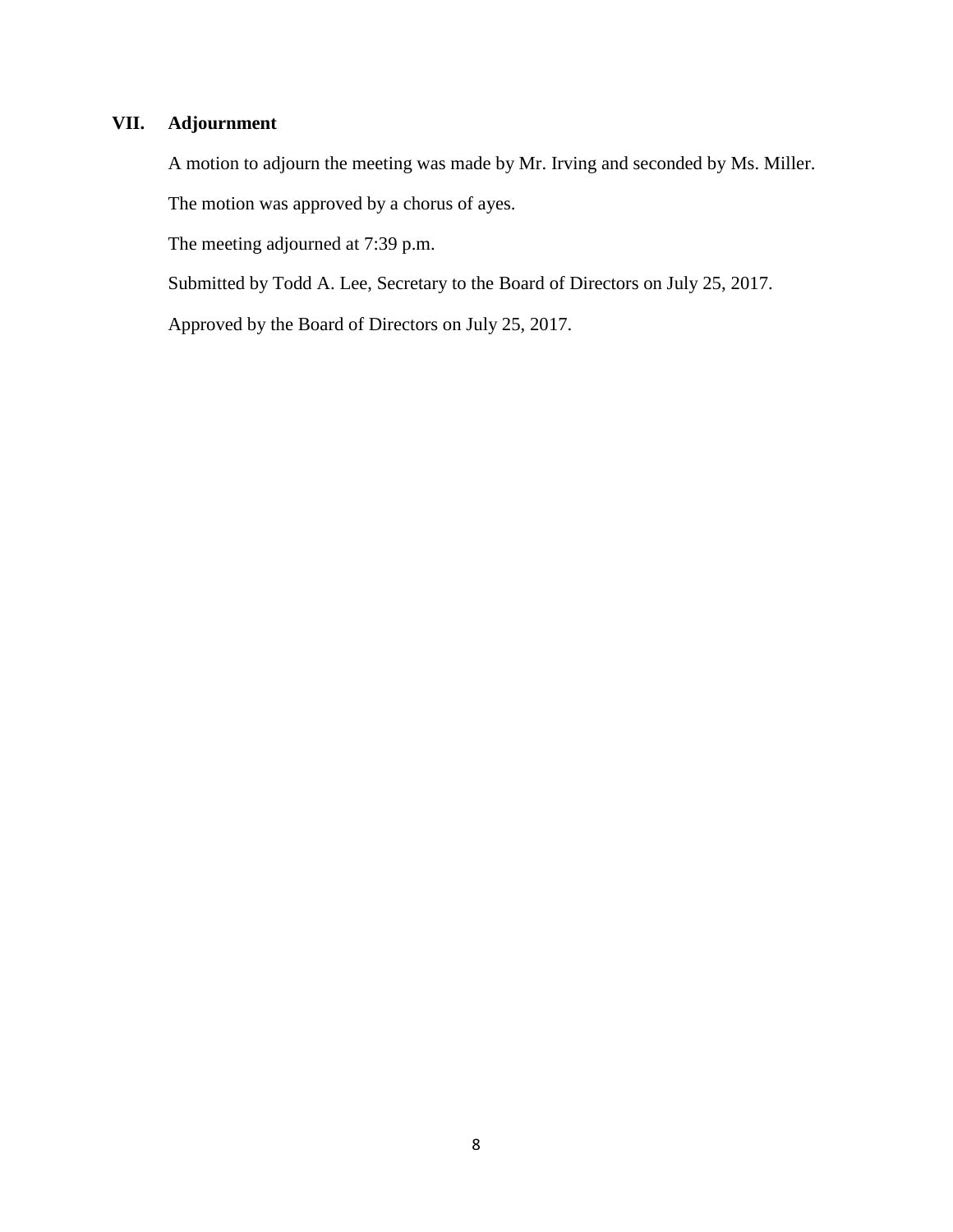## VII. Adjournment

A motion to adjourn the meeting was made by Mr. Irving and seconded by Ms. Miller.

The motion was approved by a chorus of ayes.

The meeting adjourned at 7:39 p.m.

Submitted by Todd A. Lee, Secretary to the Board of Directors on July 25, 2017.

Approved by the Board of Directors on July 25, 2017.